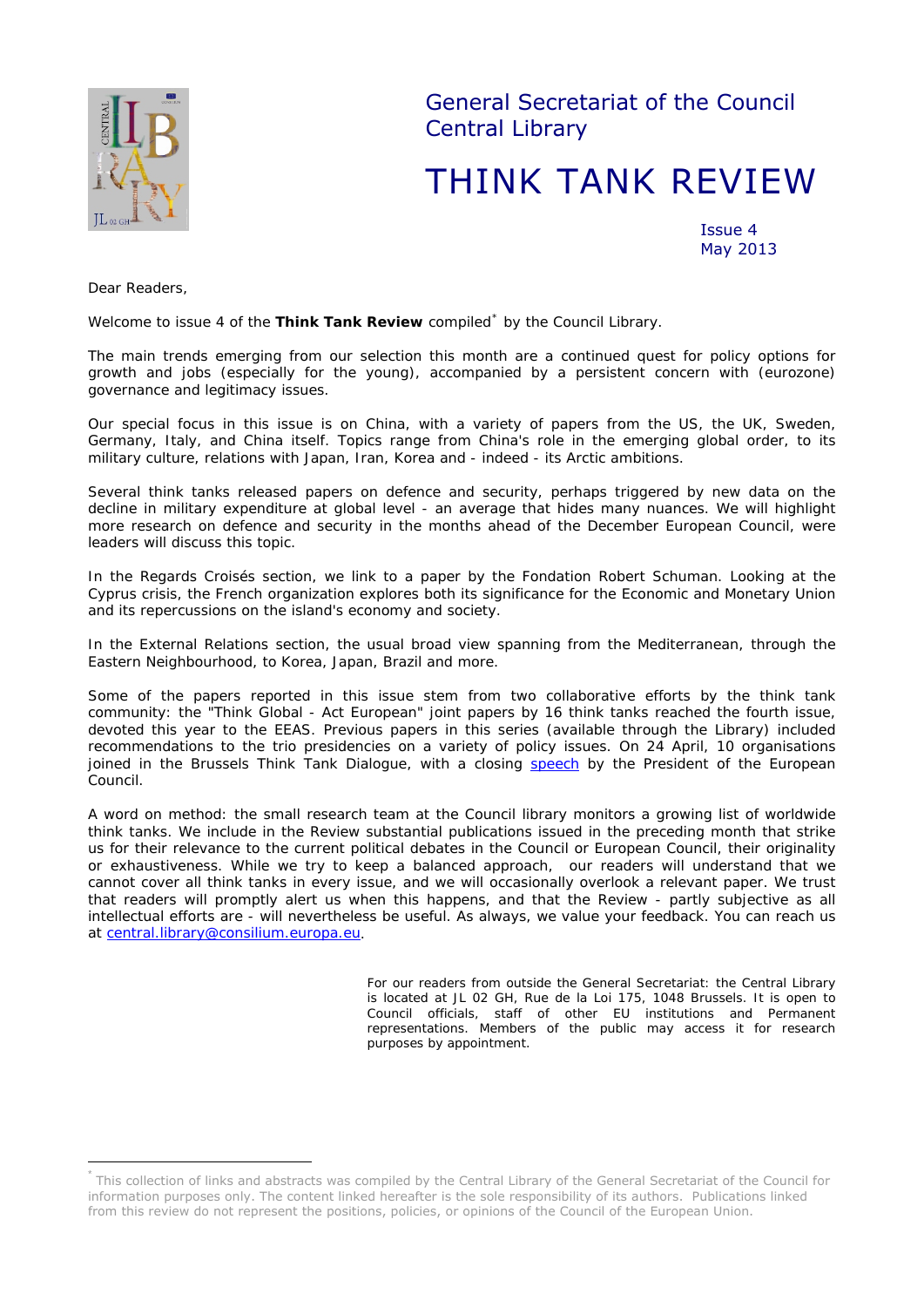General Secretariat of the Council
Central Library

# THINK TANK REVIEW

Issue 4
May 2013

Dear Readers,

Welcome to issue 4 of the **Think Tank Review** compiled* by the Council Library.

The main trends emerging from our selection this month are a continued quest for policy options for growth and jobs (especially for the young), accompanied by a persistent concern with (eurozone) governance and legitimacy issues.

Our special focus in this issue is on China, with a variety of papers from the US, the UK, Sweden, Germany, Italy, and China itself. Topics range from China's role in the emerging global order, to its military culture, relations with Japan, Iran, Korea and - indeed - its Arctic ambitions.

Several think tanks released papers on defence and security, perhaps triggered by new data on the decline in military expenditure at global level - an average that hides many nuances. We will highlight more research on defence and security in the months ahead of the December European Council, were leaders will discuss this topic.

In the Regards Croisés section, we link to a paper by the Fondation Robert Schuman. Looking at the Cyprus crisis, the French organization explores both its significance for the Economic and Monetary Union and its repercussions on the island's economy and society.

In the External Relations section, the usual broad view spanning from the Mediterranean, through the Eastern Neighbourhood, to Korea, Japan, Brazil and more.

Some of the papers reported in this issue stem from two collaborative efforts by the think tank community: the "Think Global - Act European" joint papers by 16 think tanks reached the fourth issue, devoted this year to the EEAS. Previous papers in this series (available through the Library) included recommendations to the trio presidencies on a variety of policy issues. On 24 April, 10 organisations joined in the Brussels Think Tank Dialogue, with a closing speech by the President of the European Council.

A word on method: the small research team at the Council library monitors a growing list of worldwide think tanks. We include in the Review substantial publications issued in the preceding month that strike us for their relevance to the current political debates in the Council or European Council, their originality or exhaustiveness. While we try to keep a balanced approach, our readers will understand that we cannot cover all think tanks in every issue, and we will occasionally overlook a relevant paper. We trust that readers will promptly alert us when this happens, and that the Review - partly subjective as all intellectual efforts are - will nevertheless be useful. As always, we value your feedback. You can reach us at central.library@consilium.europa.eu.

For our readers from outside the General Secretariat: the Central Library is located at JL 02 GH, Rue de la Loi 175, 1048 Brussels. It is open to Council officials, staff of other EU institutions and Permanent representations. Members of the public may access it for research purposes by appointment.

* This collection of links and abstracts was compiled by the Central Library of the General Secretariat of the Council for information purposes only. The content linked hereafter is the sole responsibility of its authors. Publications linked from this review do not represent the positions, policies, or opinions of the Council of the European Union.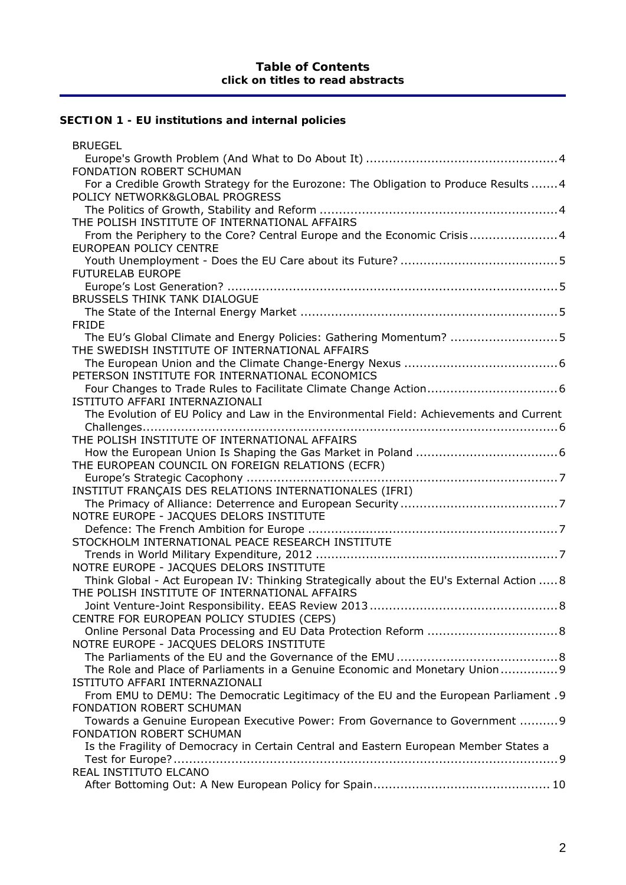**Table of Contents**
**click on titles to read abstracts**

### SECTION 1 - EU institutions and internal policies

BRUEGEL
- Europe's Growth Problem (And What to Do About It) .......... 4

FONDATION ROBERT SCHUMAN
- For a Credible Growth Strategy for the Eurozone: The Obligation to Produce Results .......... 4

POLICY NETWORK&GLOBAL PROGRESS
- The Politics of Growth, Stability and Reform .......... 4

THE POLISH INSTITUTE OF INTERNATIONAL AFFAIRS
- From the Periphery to the Core? Central Europe and the Economic Crisis .......... 4

EUROPEAN POLICY CENTRE
- Youth Unemployment - Does the EU Care about its Future? .......... 5

FUTURELAB EUROPE
- Europe's Lost Generation? .......... 5

BRUSSELS THINK TANK DIALOGUE
- The State of the Internal Energy Market .......... 5

FRIDE
- The EU's Global Climate and Energy Policies: Gathering Momentum? .......... 5

THE SWEDISH INSTITUTE OF INTERNATIONAL AFFAIRS
- The European Union and the Climate Change-Energy Nexus .......... 6

PETERSON INSTITUTE FOR INTERNATIONAL ECONOMICS
- Four Changes to Trade Rules to Facilitate Climate Change Action .......... 6

ISTITUTO AFFARI INTERNAZIONALI
- The Evolution of EU Policy and Law in the Environmental Field: Achievements and Current Challenges .......... 6

THE POLISH INSTITUTE OF INTERNATIONAL AFFAIRS
- How the European Union Is Shaping the Gas Market in Poland .......... 6

THE EUROPEAN COUNCIL ON FOREIGN RELATIONS (ECFR)
- Europe's Strategic Cacophony .......... 7

INSTITUT FRANÇAIS DES RELATIONS INTERNATIONALES (IFRI)
- The Primacy of Alliance: Deterrence and European Security .......... 7

NOTRE EUROPE - JACQUES DELORS INSTITUTE
- Defence: The French Ambition for Europe .......... 7

STOCKHOLM INTERNATIONAL PEACE RESEARCH INSTITUTE
- Trends in World Military Expenditure, 2012 .......... 7

NOTRE EUROPE - JACQUES DELORS INSTITUTE
- Think Global - Act European IV: Thinking Strategically about the EU's External Action .......... 8

THE POLISH INSTITUTE OF INTERNATIONAL AFFAIRS
- Joint Venture-Joint Responsibility. EEAS Review 2013 .......... 8

CENTRE FOR EUROPEAN POLICY STUDIES (CEPS)
- Online Personal Data Processing and EU Data Protection Reform .......... 8

NOTRE EUROPE - JACQUES DELORS INSTITUTE
- The Parliaments of the EU and the Governance of the EMU .......... 8
- The Role and Place of Parliaments in a Genuine Economic and Monetary Union .......... 9

ISTITUTO AFFARI INTERNAZIONALI
- From EMU to DEMU: The Democratic Legitimacy of the EU and the European Parliament .......... 9

FONDATION ROBERT SCHUMAN
- Towards a Genuine European Executive Power: From Governance to Government .......... 9

FONDATION ROBERT SCHUMAN
- Is the Fragility of Democracy in Certain Central and Eastern European Member States a Test for Europe? .......... 9

REAL INSTITUTO ELCANO
- After Bottoming Out: A New European Policy for Spain .......... 10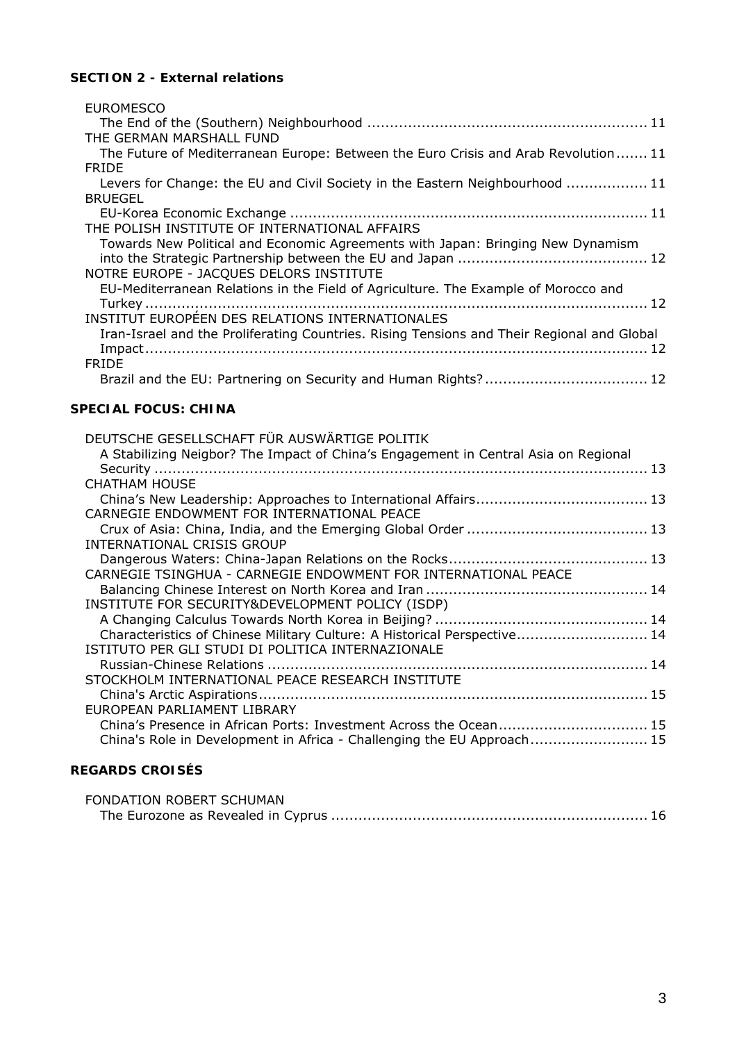**SECTION 2 - External relations**

EUROMESCO
The End of the (Southern) Neighbourhood ............................................................. 11
THE GERMAN MARSHALL FUND
The Future of Mediterranean Europe: Between the Euro Crisis and Arab Revolution ....... 11
FRIDE
Levers for Change: the EU and Civil Society in the Eastern Neighbourhood .................. 11
BRUEGEL
EU-Korea Economic Exchange ............................................................................... 11
THE POLISH INSTITUTE OF INTERNATIONAL AFFAIRS
Towards New Political and Economic Agreements with Japan: Bringing New Dynamism into the Strategic Partnership between the EU and Japan ............................................ 12
NOTRE EUROPE - JACQUES DELORS INSTITUTE
EU-Mediterranean Relations in the Field of Agriculture. The Example of Morocco and Turkey ................................................................................................................ 12
INSTITUT EUROPÉEN DES RELATIONS INTERNATIONALES
Iran-Israel and the Proliferating Countries. Rising Tensions and Their Regional and Global Impact ................................................................................................................ 12
FRIDE
Brazil and the EU: Partnering on Security and Human Rights? .................................... 12

**SPECIAL FOCUS: CHINA**

DEUTSCHE GESELLSCHAFT FÜR AUSWÄRTIGE POLITIK
A Stabilizing Neigbor? The Impact of China's Engagement in Central Asia on Regional Security ................................................................................................................ 13
CHATHAM HOUSE
China's New Leadership: Approaches to International Affairs ...................................... 13
CARNEGIE ENDOWMENT FOR INTERNATIONAL PEACE
Crux of Asia: China, India, and the Emerging Global Order ........................................ 13
INTERNATIONAL CRISIS GROUP
Dangerous Waters: China-Japan Relations on the Rocks ............................................ 13
CARNEGIE TSINGHUA - CARNEGIE ENDOWMENT FOR INTERNATIONAL PEACE
Balancing Chinese Interest on North Korea and Iran ................................................. 14
INSTITUTE FOR SECURITY&DEVELOPMENT POLICY (ISDP)
A Changing Calculus Towards North Korea in Beijing? ............................................... 14
Characteristics of Chinese Military Culture: A Historical Perspective ............................. 14
ISTITUTO PER GLI STUDI DI POLITICA INTERNAZIONALE
Russian-Chinese Relations .................................................................................... 14
STOCKHOLM INTERNATIONAL PEACE RESEARCH INSTITUTE
China's Arctic Aspirations ...................................................................................... 15
EUROPEAN PARLIAMENT LIBRARY
China's Presence in African Ports: Investment Across the Ocean ................................. 15
China's Role in Development in Africa - Challenging the EU Approach .......................... 15

**REGARDS CROISÉS**

FONDATION ROBERT SCHUMAN
The Eurozone as Revealed in Cyprus ...................................................................... 16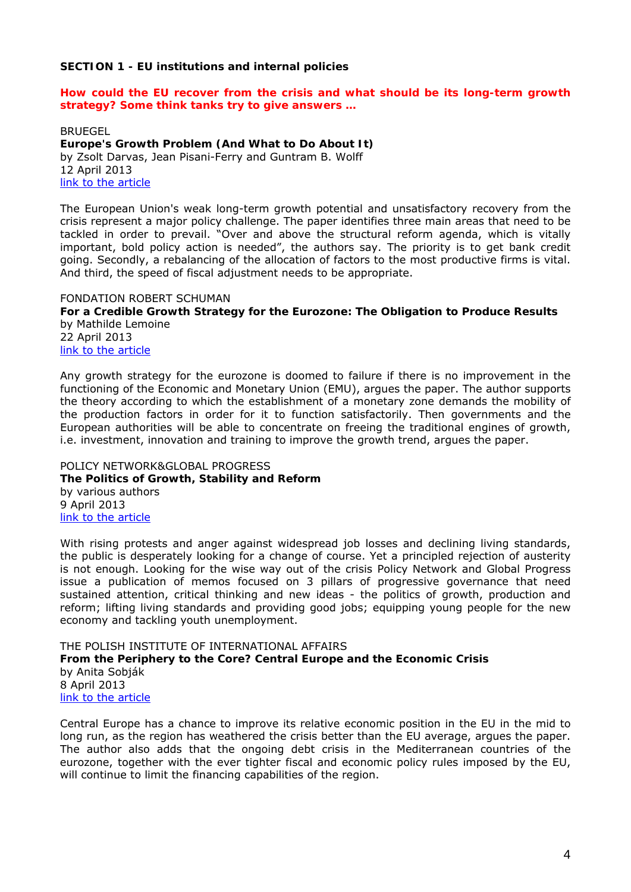**SECTION 1 - EU institutions and internal policies**

**How could the EU recover from the crisis and what should be its long-term growth strategy? Some think tanks try to give answers …**

BRUEGEL
**Europe's Growth Problem (And What to Do About It)**
by Zsolt Darvas, Jean Pisani-Ferry and Guntram B. Wolff
12 April 2013
link to the article

The European Union's weak long-term growth potential and unsatisfactory recovery from the crisis represent a major policy challenge. The paper identifies three main areas that need to be tackled in order to prevail. "Over and above the structural reform agenda, which is vitally important, bold policy action is needed", the authors say. The priority is to get bank credit going. Secondly, a rebalancing of the allocation of factors to the most productive firms is vital. And third, the speed of fiscal adjustment needs to be appropriate.

FONDATION ROBERT SCHUMAN
**For a Credible Growth Strategy for the Eurozone: The Obligation to Produce Results**
by Mathilde Lemoine
22 April 2013
link to the article

Any growth strategy for the eurozone is doomed to failure if there is no improvement in the functioning of the Economic and Monetary Union (EMU), argues the paper. The author supports the theory according to which the establishment of a monetary zone demands the mobility of the production factors in order for it to function satisfactorily. Then governments and the European authorities will be able to concentrate on freeing the traditional engines of growth, i.e. investment, innovation and training to improve the growth trend, argues the paper.

POLICY NETWORK&GLOBAL PROGRESS
**The Politics of Growth, Stability and Reform**
by various authors
9 April 2013
link to the article

With rising protests and anger against widespread job losses and declining living standards, the public is desperately looking for a change of course. Yet a principled rejection of austerity is not enough. Looking for the wise way out of the crisis Policy Network and Global Progress issue a publication of memos focused on 3 pillars of progressive governance that need sustained attention, critical thinking and new ideas - the politics of growth, production and reform; lifting living standards and providing good jobs; equipping young people for the new economy and tackling youth unemployment.

THE POLISH INSTITUTE OF INTERNATIONAL AFFAIRS
**From the Periphery to the Core? Central Europe and the Economic Crisis**
by Anita Sobják
8 April 2013
link to the article

Central Europe has a chance to improve its relative economic position in the EU in the mid to long run, as the region has weathered the crisis better than the EU average, argues the paper. The author also adds that the ongoing debt crisis in the Mediterranean countries of the eurozone, together with the ever tighter fiscal and economic policy rules imposed by the EU, will continue to limit the financing capabilities of the region.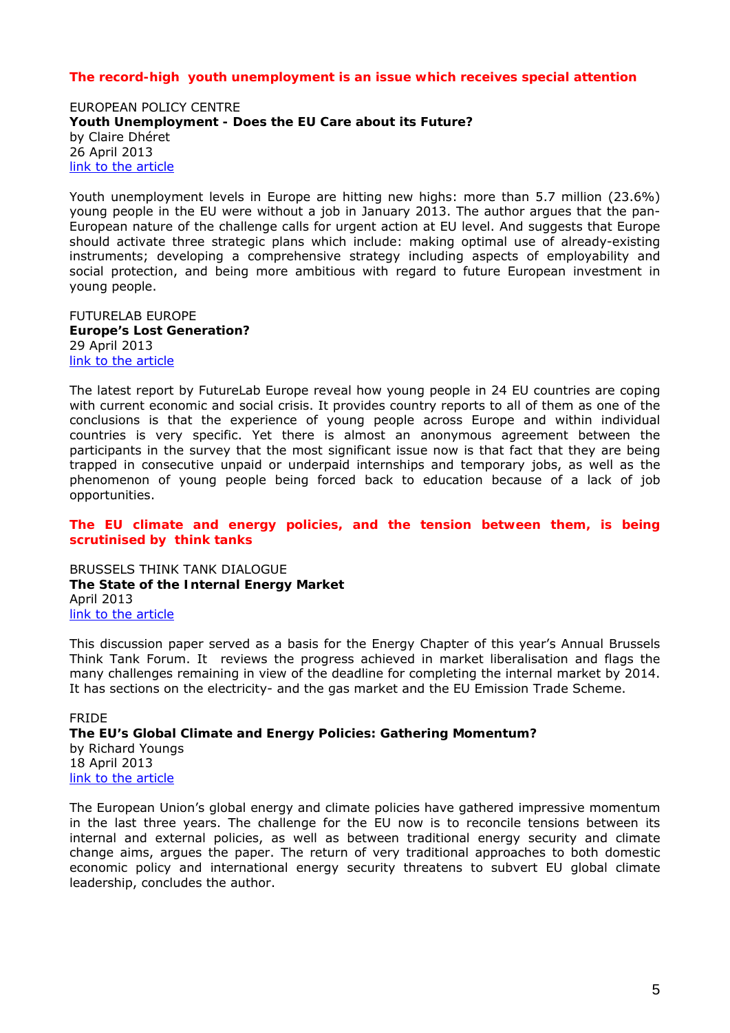**The record-high youth unemployment is an issue which receives special attention**

EUROPEAN POLICY CENTRE
**Youth Unemployment - Does the EU Care about its Future?**
by Claire Dhéret
26 April 2013
link to the article

Youth unemployment levels in Europe are hitting new highs: more than 5.7 million (23.6%) young people in the EU were without a job in January 2013. The author argues that the pan-European nature of the challenge calls for urgent action at EU level. And suggests that Europe should activate three strategic plans which include: making optimal use of already-existing instruments; developing a comprehensive strategy including aspects of employability and social protection, and being more ambitious with regard to future European investment in young people.

FUTURELAB EUROPE
**Europe's Lost Generation?**
29 April 2013
link to the article

The latest report by FutureLab Europe reveal how young people in 24 EU countries are coping with current economic and social crisis. It provides country reports to all of them as one of the conclusions is that the experience of young people across Europe and within individual countries is very specific. Yet there is almost an anonymous agreement between the participants in the survey that the most significant issue now is that fact that they are being trapped in consecutive unpaid or underpaid internships and temporary jobs, as well as the phenomenon of young people being forced back to education because of a lack of job opportunities.

**The EU climate and energy policies, and the tension between them, is being scrutinised by think tanks**

BRUSSELS THINK TANK DIALOGUE
**The State of the Internal Energy Market**
April 2013
link to the article

This discussion paper served as a basis for the Energy Chapter of this year's Annual Brussels Think Tank Forum. It reviews the progress achieved in market liberalisation and flags the many challenges remaining in view of the deadline for completing the internal market by 2014. It has sections on the electricity- and the gas market and the EU Emission Trade Scheme.

FRIDE
**The EU's Global Climate and Energy Policies: Gathering Momentum?**
by Richard Youngs
18 April 2013
link to the article

The European Union's global energy and climate policies have gathered impressive momentum in the last three years. The challenge for the EU now is to reconcile tensions between its internal and external policies, as well as between traditional energy security and climate change aims, argues the paper. The return of very traditional approaches to both domestic economic policy and international energy security threatens to subvert EU global climate leadership, concludes the author.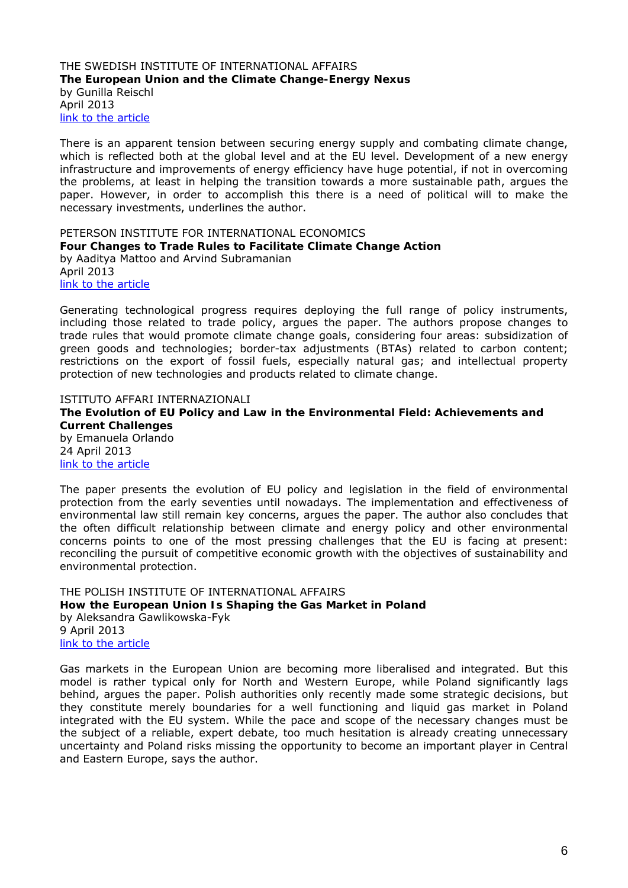THE SWEDISH INSTITUTE OF INTERNATIONAL AFFAIRS
**The European Union and the Climate Change-Energy Nexus**
by Gunilla Reischl
April 2013
[link to the article]

There is an apparent tension between securing energy supply and combating climate change, which is reflected both at the global level and at the EU level. Development of a new energy infrastructure and improvements of energy efficiency have huge potential, if not in overcoming the problems, at least in helping the transition towards a more sustainable path, argues the paper. However, in order to accomplish this there is a need of political will to make the necessary investments, underlines the author.

PETERSON INSTITUTE FOR INTERNATIONAL ECONOMICS
**Four Changes to Trade Rules to Facilitate Climate Change Action**
by Aaditya Mattoo and Arvind Subramanian
April 2013
[link to the article]

Generating technological progress requires deploying the full range of policy instruments, including those related to trade policy, argues the paper. The authors propose changes to trade rules that would promote climate change goals, considering four areas: subsidization of green goods and technologies; border-tax adjustments (BTAs) related to carbon content; restrictions on the export of fossil fuels, especially natural gas; and intellectual property protection of new technologies and products related to climate change.

ISTITUTO AFFARI INTERNAZIONALI
**The Evolution of EU Policy and Law in the Environmental Field: Achievements and Current Challenges**
by Emanuela Orlando
24 April 2013
[link to the article]

The paper presents the evolution of EU policy and legislation in the field of environmental protection from the early seventies until nowadays. The implementation and effectiveness of environmental law still remain key concerns, argues the paper. The author also concludes that the often difficult relationship between climate and energy policy and other environmental concerns points to one of the most pressing challenges that the EU is facing at present: reconciling the pursuit of competitive economic growth with the objectives of sustainability and environmental protection.

THE POLISH INSTITUTE OF INTERNATIONAL AFFAIRS
**How the European Union Is Shaping the Gas Market in Poland**
by Aleksandra Gawlikowska-Fyk
9 April 2013
[link to the article]

Gas markets in the European Union are becoming more liberalised and integrated. But this model is rather typical only for North and Western Europe, while Poland significantly lags behind, argues the paper. Polish authorities only recently made some strategic decisions, but they constitute merely boundaries for a well functioning and liquid gas market in Poland integrated with the EU system. While the pace and scope of the necessary changes must be the subject of a reliable, expert debate, too much hesitation is already creating unnecessary uncertainty and Poland risks missing the opportunity to become an important player in Central and Eastern Europe, says the author.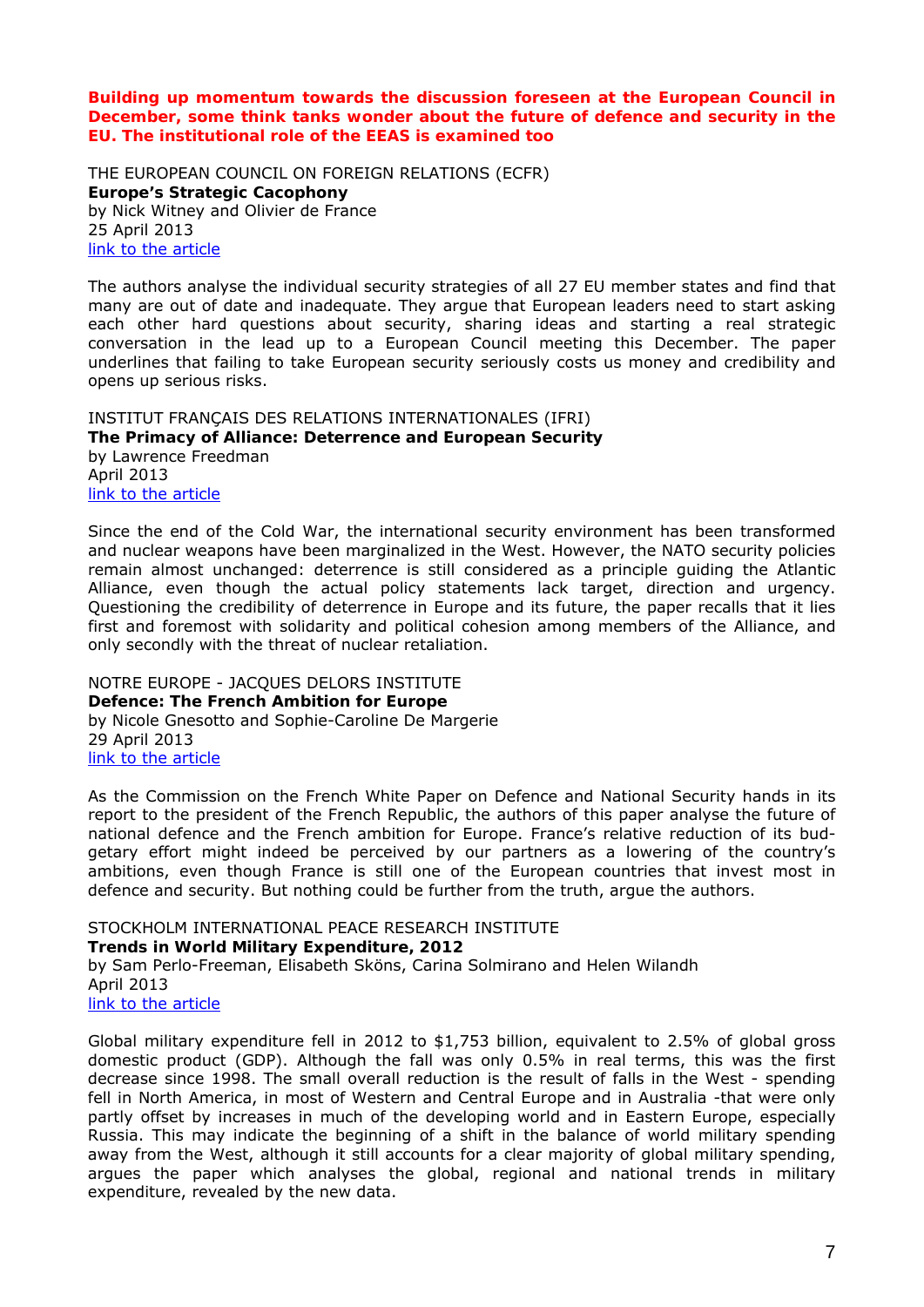**Building up momentum towards the discussion foreseen at the European Council in December, some think tanks wonder about the future of defence and security in the EU. The institutional role of the EEAS is examined too**

THE EUROPEAN COUNCIL ON FOREIGN RELATIONS (ECFR)
**Europe's Strategic Cacophony**
by Nick Witney and Olivier de France
25 April 2013
link to the article

The authors analyse the individual security strategies of all 27 EU member states and find that many are out of date and inadequate. They argue that European leaders need to start asking each other hard questions about security, sharing ideas and starting a real strategic conversation in the lead up to a European Council meeting this December. The paper underlines that failing to take European security seriously costs us money and credibility and opens up serious risks.

INSTITUT FRANÇAIS DES RELATIONS INTERNATIONALES (IFRI)
**The Primacy of Alliance: Deterrence and European Security**
by Lawrence Freedman
April 2013
link to the article

Since the end of the Cold War, the international security environment has been transformed and nuclear weapons have been marginalized in the West. However, the NATO security policies remain almost unchanged: deterrence is still considered as a principle guiding the Atlantic Alliance, even though the actual policy statements lack target, direction and urgency. Questioning the credibility of deterrence in Europe and its future, the paper recalls that it lies first and foremost with solidarity and political cohesion among members of the Alliance, and only secondly with the threat of nuclear retaliation.

NOTRE EUROPE - JACQUES DELORS INSTITUTE
**Defence: The French Ambition for Europe**
by Nicole Gnesotto and Sophie-Caroline De Margerie
29 April 2013
link to the article

As the Commission on the French White Paper on Defence and National Security hands in its report to the president of the French Republic, the authors of this paper analyse the future of national defence and the French ambition for Europe. France's relative reduction of its budgetary effort might indeed be perceived by our partners as a lowering of the country's ambitions, even though France is still one of the European countries that invest most in defence and security. But nothing could be further from the truth, argue the authors.

STOCKHOLM INTERNATIONAL PEACE RESEARCH INSTITUTE
**Trends in World Military Expenditure, 2012**
by Sam Perlo-Freeman, Elisabeth Sköns, Carina Solmirano and Helen Wilandh
April 2013
link to the article

Global military expenditure fell in 2012 to $1,753 billion, equivalent to 2.5% of global gross domestic product (GDP). Although the fall was only 0.5% in real terms, this was the first decrease since 1998. The small overall reduction is the result of falls in the West - spending fell in North America, in most of Western and Central Europe and in Australia -that were only partly offset by increases in much of the developing world and in Eastern Europe, especially Russia. This may indicate the beginning of a shift in the balance of world military spending away from the West, although it still accounts for a clear majority of global military spending, argues the paper which analyses the global, regional and national trends in military expenditure, revealed by the new data.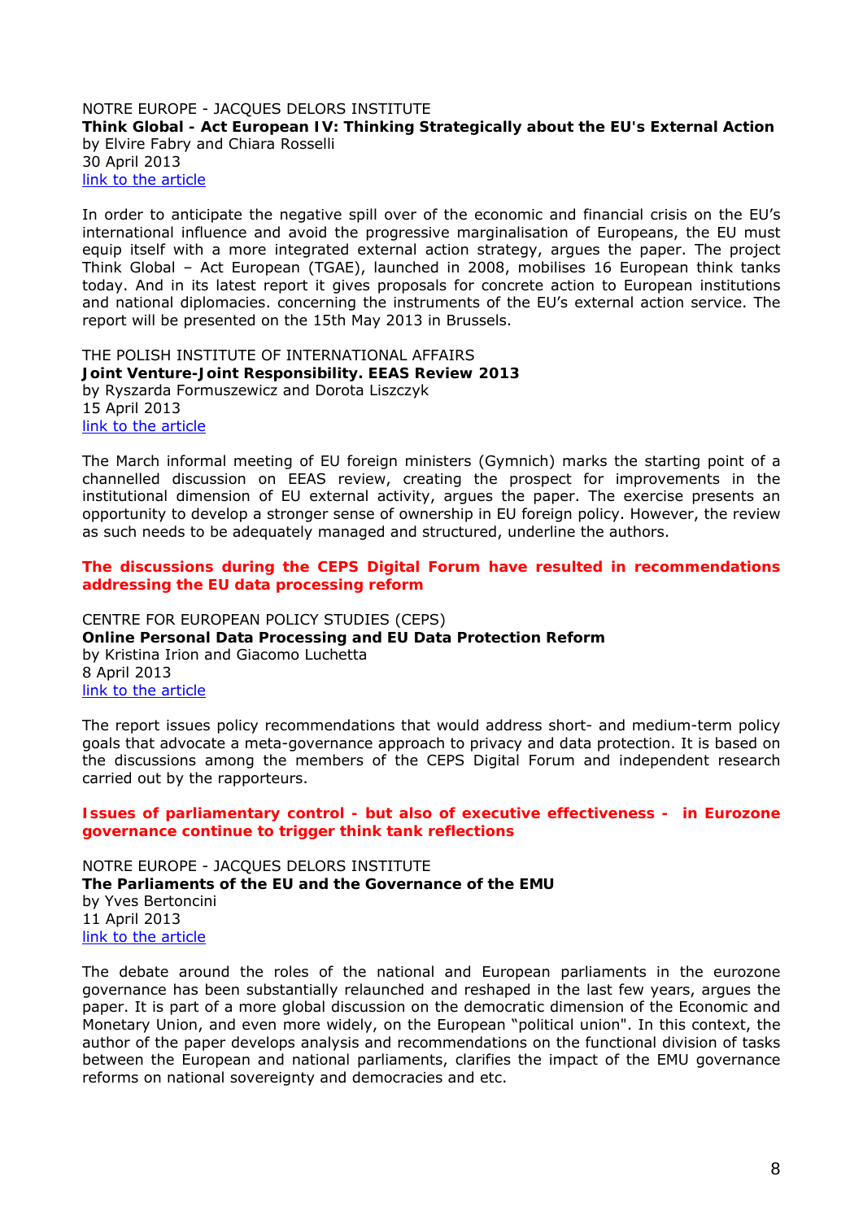NOTRE EUROPE - JACQUES DELORS INSTITUTE
**Think Global - Act European IV: Thinking Strategically about the EU's External Action**
by Elvire Fabry and Chiara Rosselli
30 April 2013
[link to the article]

In order to anticipate the negative spill over of the economic and financial crisis on the EU's international influence and avoid the progressive marginalisation of Europeans, the EU must equip itself with a more integrated external action strategy, argues the paper. The project Think Global – Act European (TGAE), launched in 2008, mobilises 16 European think tanks today. And in its latest report it gives proposals for concrete action to European institutions and national diplomacies. concerning the instruments of the EU's external action service. The report will be presented on the 15th May 2013 in Brussels.

THE POLISH INSTITUTE OF INTERNATIONAL AFFAIRS
**Joint Venture-Joint Responsibility. EEAS Review 2013**
by Ryszarda Formuszewicz and Dorota Liszczyk
15 April 2013
[link to the article]

The March informal meeting of EU foreign ministers (Gymnich) marks the starting point of a channelled discussion on EEAS review, creating the prospect for improvements in the institutional dimension of EU external activity, argues the paper. The exercise presents an opportunity to develop a stronger sense of ownership in EU foreign policy. However, the review as such needs to be adequately managed and structured, underline the authors.

**The discussions during the CEPS Digital Forum have resulted in recommendations addressing the EU data processing reform**

CENTRE FOR EUROPEAN POLICY STUDIES (CEPS)
**Online Personal Data Processing and EU Data Protection Reform**
by Kristina Irion and Giacomo Luchetta
8 April 2013
[link to the article]

The report issues policy recommendations that would address short- and medium-term policy goals that advocate a meta-governance approach to privacy and data protection. It is based on the discussions among the members of the CEPS Digital Forum and independent research carried out by the rapporteurs.

**Issues of parliamentary control - but also of executive effectiveness - in Eurozone governance continue to trigger think tank reflections**

NOTRE EUROPE - JACQUES DELORS INSTITUTE
**The Parliaments of the EU and the Governance of the EMU**
by Yves Bertoncini
11 April 2013
[link to the article]

The debate around the roles of the national and European parliaments in the eurozone governance has been substantially relaunched and reshaped in the last few years, argues the paper. It is part of a more global discussion on the democratic dimension of the Economic and Monetary Union, and even more widely, on the European "political union". In this context, the author of the paper develops analysis and recommendations on the functional division of tasks between the European and national parliaments, clarifies the impact of the EMU governance reforms on national sovereignty and democracies and etc.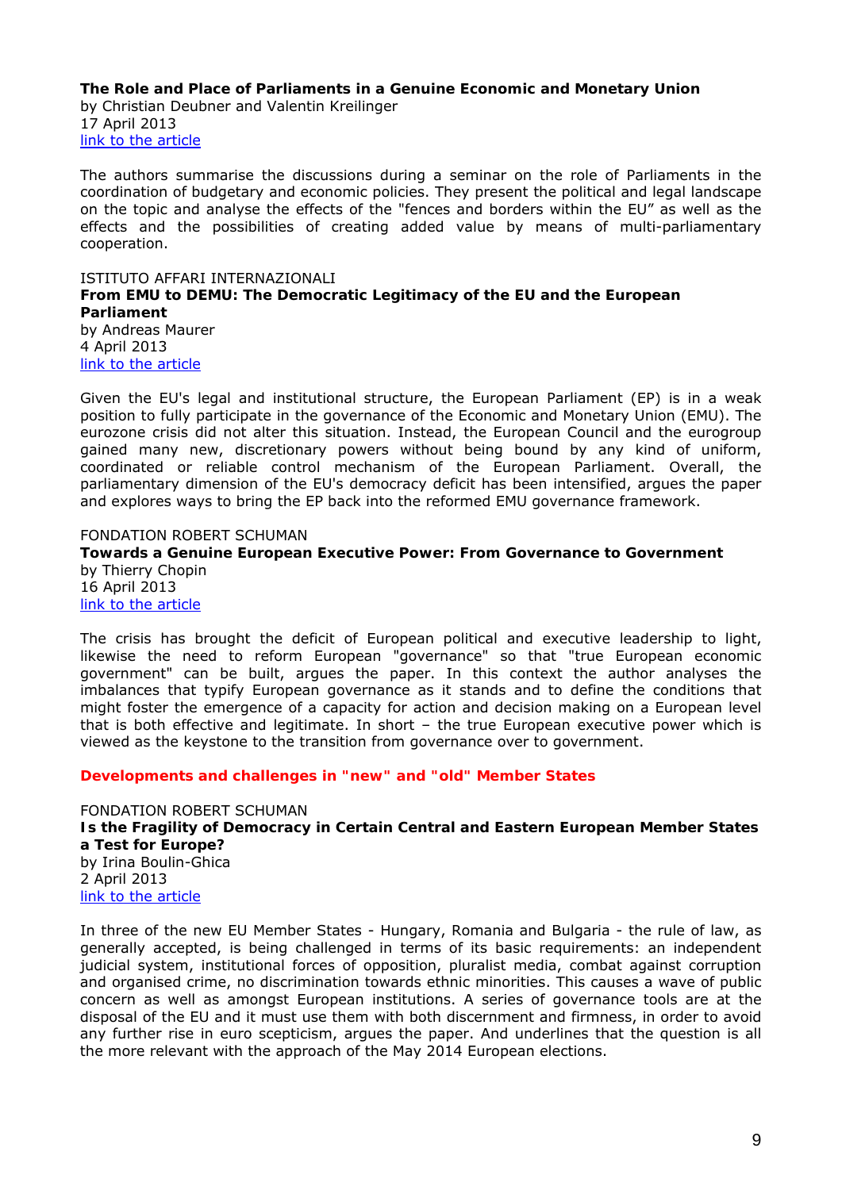**The Role and Place of Parliaments in a Genuine Economic and Monetary Union**
by Christian Deubner and Valentin Kreilinger
17 April 2013
link to the article

The authors summarise the discussions during a seminar on the role of Parliaments in the coordination of budgetary and economic policies. They present the political and legal landscape on the topic and analyse the effects of the "fences and borders within the EU" as well as the effects and the possibilities of creating added value by means of multi-parliamentary cooperation.

ISTITUTO AFFARI INTERNAZIONALI
**From EMU to DEMU: The Democratic Legitimacy of the EU and the European Parliament**
by Andreas Maurer
4 April 2013
link to the article

Given the EU's legal and institutional structure, the European Parliament (EP) is in a weak position to fully participate in the governance of the Economic and Monetary Union (EMU). The eurozone crisis did not alter this situation. Instead, the European Council and the eurogroup gained many new, discretionary powers without being bound by any kind of uniform, coordinated or reliable control mechanism of the European Parliament. Overall, the parliamentary dimension of the EU's democracy deficit has been intensified, argues the paper and explores ways to bring the EP back into the reformed EMU governance framework.

FONDATION ROBERT SCHUMAN
**Towards a Genuine European Executive Power: From Governance to Government**
by Thierry Chopin
16 April 2013
link to the article

The crisis has brought the deficit of European political and executive leadership to light, likewise the need to reform European "governance" so that "true European economic government" can be built, argues the paper. In this context the author analyses the imbalances that typify European governance as it stands and to define the conditions that might foster the emergence of a capacity for action and decision making on a European level that is both effective and legitimate. In short – the true European executive power which is viewed as the keystone to the transition from governance over to government.

## Developments and challenges in "new" and "old" Member States

FONDATION ROBERT SCHUMAN
**Is the Fragility of Democracy in Certain Central and Eastern European Member States a Test for Europe?**
by Irina Boulin-Ghica
2 April 2013
link to the article

In three of the new EU Member States - Hungary, Romania and Bulgaria - the rule of law, as generally accepted, is being challenged in terms of its basic requirements: an independent judicial system, institutional forces of opposition, pluralist media, combat against corruption and organised crime, no discrimination towards ethnic minorities. This causes a wave of public concern as well as amongst European institutions. A series of governance tools are at the disposal of the EU and it must use them with both discernment and firmness, in order to avoid any further rise in euro scepticism, argues the paper. And underlines that the question is all the more relevant with the approach of the May 2014 European elections.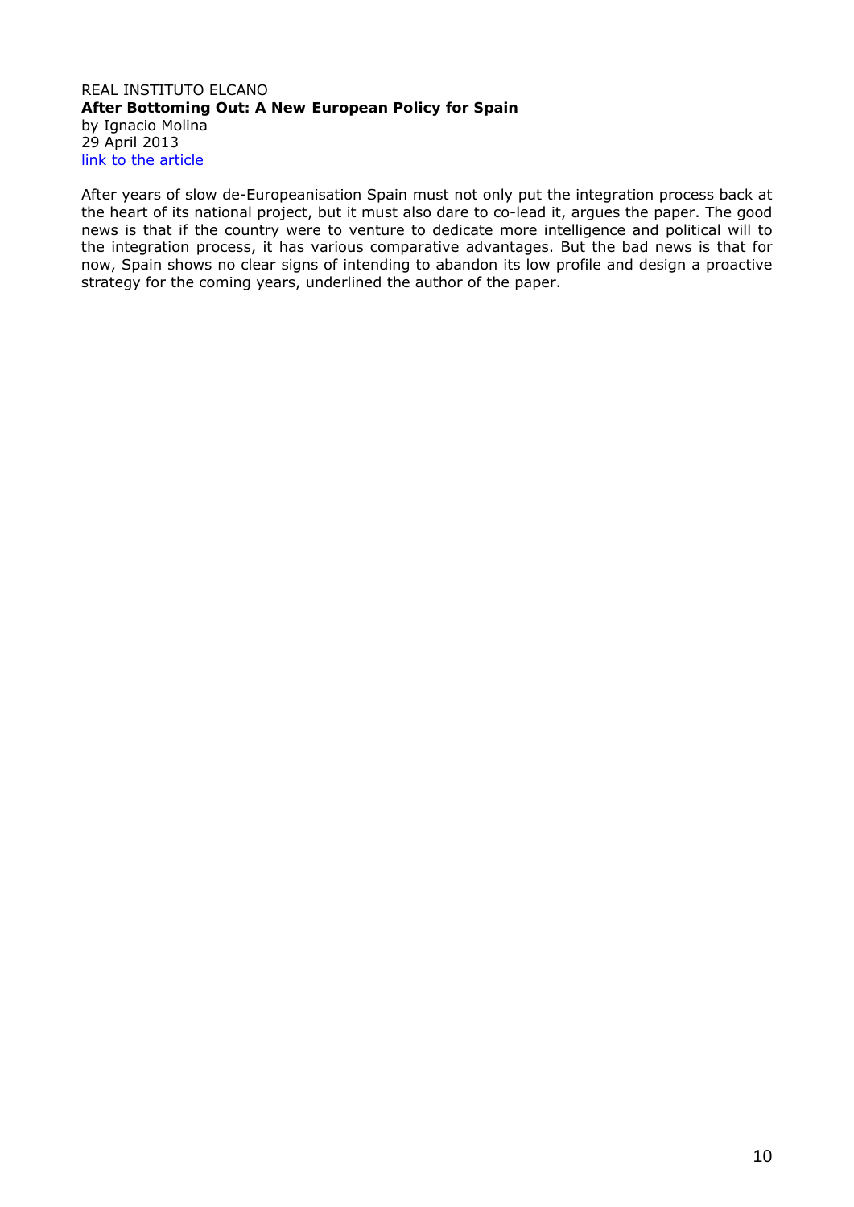REAL INSTITUTO ELCANO

**After Bottoming Out: A New European Policy for Spain**

by Ignacio Molina

29 April 2013

[link to the article]

After years of slow de-Europeanisation Spain must not only put the integration process back at the heart of its national project, but it must also dare to co-lead it, argues the paper. The good news is that if the country were to venture to dedicate more intelligence and political will to the integration process, it has various comparative advantages. But the bad news is that for now, Spain shows no clear signs of intending to abandon its low profile and design a proactive strategy for the coming years, underlined the author of the paper.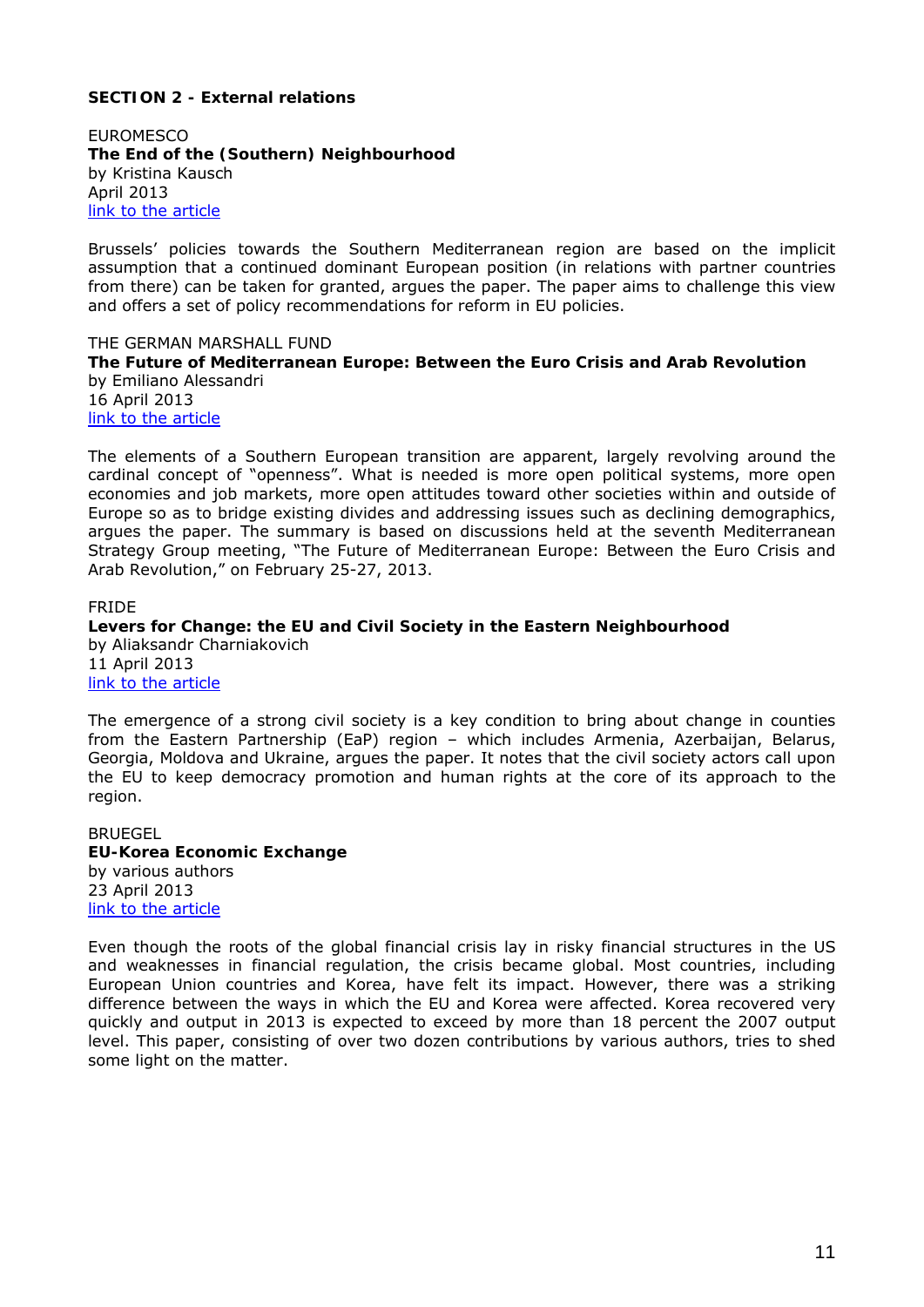## SECTION 2 - External relations

EUROMESCO
**The End of the (Southern) Neighbourhood**
by Kristina Kausch
April 2013
link to the article

Brussels' policies towards the Southern Mediterranean region are based on the implicit assumption that a continued dominant European position (in relations with partner countries from there) can be taken for granted, argues the paper. The paper aims to challenge this view and offers a set of policy recommendations for reform in EU policies.

THE GERMAN MARSHALL FUND
**The Future of Mediterranean Europe: Between the Euro Crisis and Arab Revolution**
by Emiliano Alessandri
16 April 2013
link to the article

The elements of a Southern European transition are apparent, largely revolving around the cardinal concept of "openness". What is needed is more open political systems, more open economies and job markets, more open attitudes toward other societies within and outside of Europe so as to bridge existing divides and addressing issues such as declining demographics, argues the paper. The summary is based on discussions held at the seventh Mediterranean Strategy Group meeting, "The Future of Mediterranean Europe: Between the Euro Crisis and Arab Revolution," on February 25-27, 2013.

FRIDE
**Levers for Change: the EU and Civil Society in the Eastern Neighbourhood**
by Aliaksandr Charniakovich
11 April 2013
link to the article

The emergence of a strong civil society is a key condition to bring about change in counties from the Eastern Partnership (EaP) region – which includes Armenia, Azerbaijan, Belarus, Georgia, Moldova and Ukraine, argues the paper. It notes that the civil society actors call upon the EU to keep democracy promotion and human rights at the core of its approach to the region.

BRUEGEL
**EU-Korea Economic Exchange**
by various authors
23 April 2013
link to the article

Even though the roots of the global financial crisis lay in risky financial structures in the US and weaknesses in financial regulation, the crisis became global. Most countries, including European Union countries and Korea, have felt its impact. However, there was a striking difference between the ways in which the EU and Korea were affected. Korea recovered very quickly and output in 2013 is expected to exceed by more than 18 percent the 2007 output level. This paper, consisting of over two dozen contributions by various authors, tries to shed some light on the matter.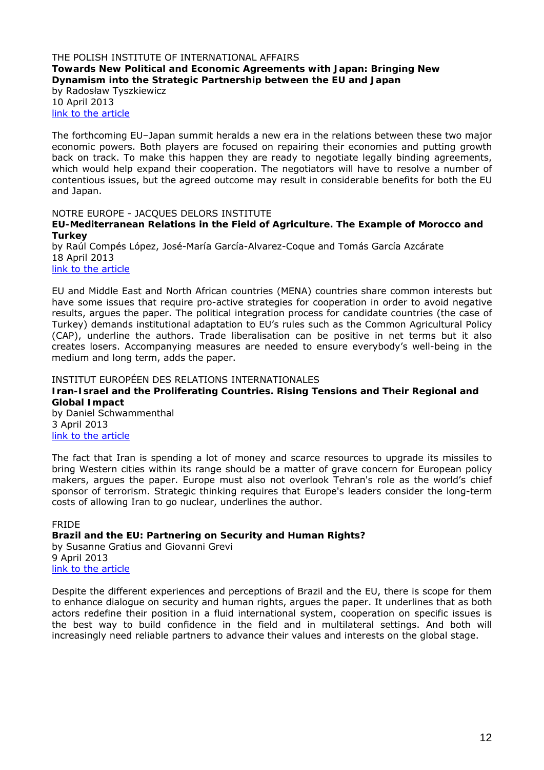THE POLISH INSTITUTE OF INTERNATIONAL AFFAIRS
**Towards New Political and Economic Agreements with Japan: Bringing New Dynamism into the Strategic Partnership between the EU and Japan**
by Radosław Tyszkiewicz
10 April 2013
link to the article

The forthcoming EU–Japan summit heralds a new era in the relations between these two major economic powers. Both players are focused on repairing their economies and putting growth back on track. To make this happen they are ready to negotiate legally binding agreements, which would help expand their cooperation. The negotiators will have to resolve a number of contentious issues, but the agreed outcome may result in considerable benefits for both the EU and Japan.

NOTRE EUROPE - JACQUES DELORS INSTITUTE
**EU-Mediterranean Relations in the Field of Agriculture. The Example of Morocco and Turkey**
by Raúl Compés López, José-María García-Alvarez-Coque and Tomás García Azcárate
18 April 2013
link to the article

EU and Middle East and North African countries (MENA) countries share common interests but have some issues that require pro-active strategies for cooperation in order to avoid negative results, argues the paper. The political integration process for candidate countries (the case of Turkey) demands institutional adaptation to EU's rules such as the Common Agricultural Policy (CAP), underline the authors. Trade liberalisation can be positive in net terms but it also creates losers. Accompanying measures are needed to ensure everybody's well-being in the medium and long term, adds the paper.

INSTITUT EUROPÉEN DES RELATIONS INTERNATIONALES
**Iran-Israel and the Proliferating Countries. Rising Tensions and Their Regional and Global Impact**
by Daniel Schwammenthal
3 April 2013
link to the article

The fact that Iran is spending a lot of money and scarce resources to upgrade its missiles to bring Western cities within its range should be a matter of grave concern for European policy makers, argues the paper. Europe must also not overlook Tehran's role as the world's chief sponsor of terrorism. Strategic thinking requires that Europe's leaders consider the long-term costs of allowing Iran to go nuclear, underlines the author.

FRIDE
**Brazil and the EU: Partnering on Security and Human Rights?**
by Susanne Gratius and Giovanni Grevi
9 April 2013
link to the article

Despite the different experiences and perceptions of Brazil and the EU, there is scope for them to enhance dialogue on security and human rights, argues the paper. It underlines that as both actors redefine their position in a fluid international system, cooperation on specific issues is the best way to build confidence in the field and in multilateral settings. And both will increasingly need reliable partners to advance their values and interests on the global stage.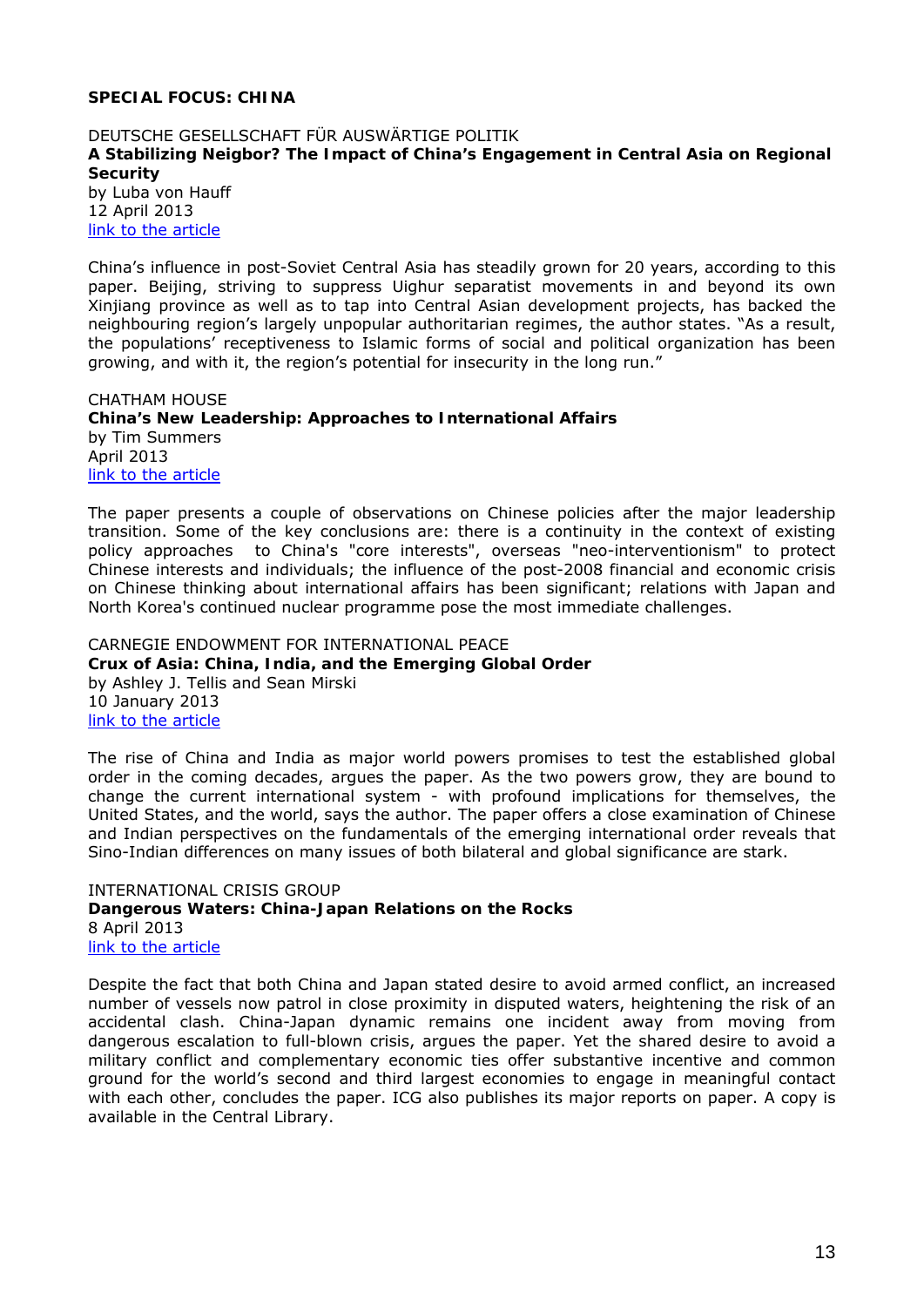**SPECIAL FOCUS: CHINA**

DEUTSCHE GESELLSCHAFT FÜR AUSWÄRTIGE POLITIK
**A Stabilizing Neigbor? The Impact of China's Engagement in Central Asia on Regional Security**
by Luba von Hauff
12 April 2013
link to the article

China's influence in post-Soviet Central Asia has steadily grown for 20 years, according to this paper. Beijing, striving to suppress Uighur separatist movements in and beyond its own Xinjiang province as well as to tap into Central Asian development projects, has backed the neighbouring region's largely unpopular authoritarian regimes, the author states. "As a result, the populations' receptiveness to Islamic forms of social and political organization has been growing, and with it, the region's potential for insecurity in the long run."

CHATHAM HOUSE
**China's New Leadership: Approaches to International Affairs**
by Tim Summers
April 2013
link to the article

The paper presents a couple of observations on Chinese policies after the major leadership transition. Some of the key conclusions are: there is a continuity in the context of existing policy approaches to China's "core interests", overseas "neo-interventionism" to protect Chinese interests and individuals; the influence of the post-2008 financial and economic crisis on Chinese thinking about international affairs has been significant; relations with Japan and North Korea's continued nuclear programme pose the most immediate challenges.

CARNEGIE ENDOWMENT FOR INTERNATIONAL PEACE
**Crux of Asia: China, India, and the Emerging Global Order**
by Ashley J. Tellis and Sean Mirski
10 January 2013
link to the article

The rise of China and India as major world powers promises to test the established global order in the coming decades, argues the paper. As the two powers grow, they are bound to change the current international system - with profound implications for themselves, the United States, and the world, says the author. The paper offers a close examination of Chinese and Indian perspectives on the fundamentals of the emerging international order reveals that Sino-Indian differences on many issues of both bilateral and global significance are stark.

INTERNATIONAL CRISIS GROUP
**Dangerous Waters: China-Japan Relations on the Rocks**
8 April 2013
link to the article

Despite the fact that both China and Japan stated desire to avoid armed conflict, an increased number of vessels now patrol in close proximity in disputed waters, heightening the risk of an accidental clash. China-Japan dynamic remains one incident away from moving from dangerous escalation to full-blown crisis, argues the paper. Yet the shared desire to avoid a military conflict and complementary economic ties offer substantive incentive and common ground for the world's second and third largest economies to engage in meaningful contact with each other, concludes the paper. ICG also publishes its major reports on paper. A copy is available in the Central Library.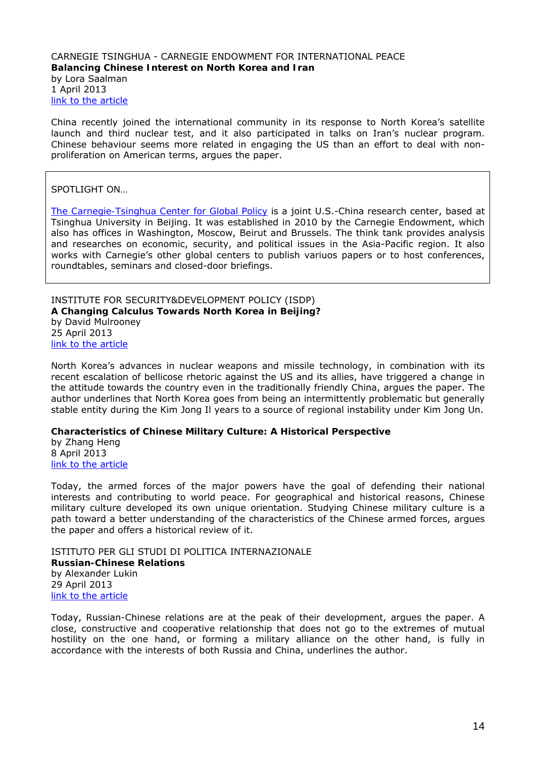CARNEGIE TSINGHUA - CARNEGIE ENDOWMENT FOR INTERNATIONAL PEACE
**Balancing Chinese Interest on North Korea and Iran**
by Lora Saalman
1 April 2013
link to the article

China recently joined the international community in its response to North Korea's satellite launch and third nuclear test, and it also participated in talks on Iran's nuclear program. Chinese behaviour seems more related in engaging the US than an effort to deal with non-proliferation on American terms, argues the paper.

SPOTLIGHT ON…

The Carnegie-Tsinghua Center for Global Policy is a joint U.S.-China research center, based at Tsinghua University in Beijing. It was established in 2010 by the Carnegie Endowment, which also has offices in Washington, Moscow, Beirut and Brussels. The think tank provides analysis and researches on economic, security, and political issues in the Asia-Pacific region. It also works with Carnegie's other global centers to publish variuos papers or to host conferences, roundtables, seminars and closed-door briefings.

INSTITUTE FOR SECURITY&DEVELOPMENT POLICY (ISDP)
**A Changing Calculus Towards North Korea in Beijing?**
by David Mulrooney
25 April 2013
link to the article

North Korea's advances in nuclear weapons and missile technology, in combination with its recent escalation of bellicose rhetoric against the US and its allies, have triggered a change in the attitude towards the country even in the traditionally friendly China, argues the paper. The author underlines that North Korea goes from being an intermittently problematic but generally stable entity during the Kim Jong Il years to a source of regional instability under Kim Jong Un.

**Characteristics of Chinese Military Culture: A Historical Perspective**
by Zhang Heng
8 April 2013
link to the article

Today, the armed forces of the major powers have the goal of defending their national interests and contributing to world peace. For geographical and historical reasons, Chinese military culture developed its own unique orientation. Studying Chinese military culture is a path toward a better understanding of the characteristics of the Chinese armed forces, argues the paper and offers a historical review of it.

ISTITUTO PER GLI STUDI DI POLITICA INTERNAZIONALE
**Russian-Chinese Relations**
by Alexander Lukin
29 April 2013
link to the article

Today, Russian-Chinese relations are at the peak of their development, argues the paper. A close, constructive and cooperative relationship that does not go to the extremes of mutual hostility on the one hand, or forming a military alliance on the other hand, is fully in accordance with the interests of both Russia and China, underlines the author.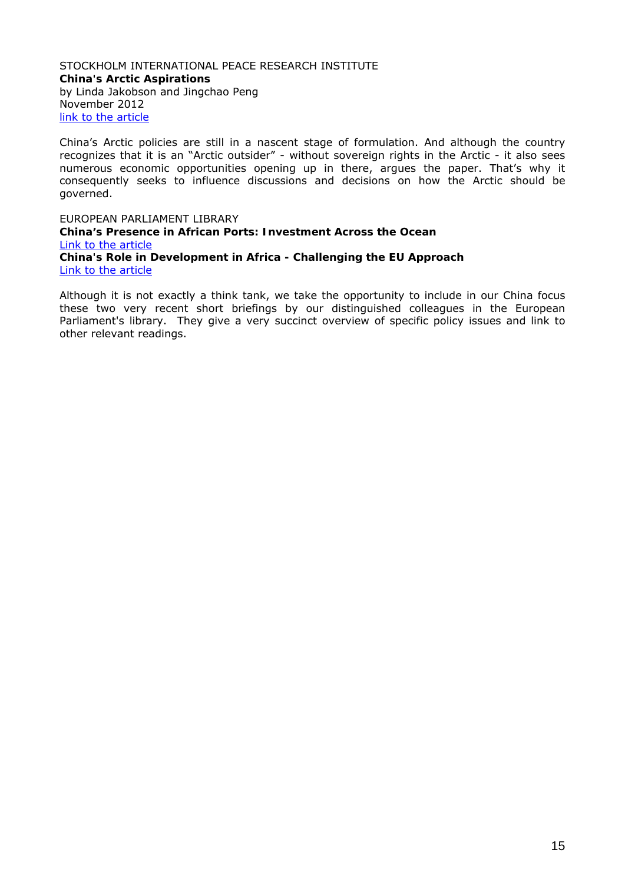STOCKHOLM INTERNATIONAL PEACE RESEARCH INSTITUTE
**China's Arctic Aspirations**
by Linda Jakobson and Jingchao Peng
November 2012
[link to the article]()

China's Arctic policies are still in a nascent stage of formulation. And although the country recognizes that it is an "Arctic outsider" - without sovereign rights in the Arctic - it also sees numerous economic opportunities opening up in there, argues the paper. That's why it consequently seeks to influence discussions and decisions on how the Arctic should be governed.

EUROPEAN PARLIAMENT LIBRARY
**China's Presence in African Ports: Investment Across the Ocean**
[Link to the article]()
**China's Role in Development in Africa - Challenging the EU Approach**
[Link to the article]()

Although it is not exactly a think tank, we take the opportunity to include in our China focus these two very recent short briefings by our distinguished colleagues in the European Parliament's library. They give a very succinct overview of specific policy issues and link to other relevant readings.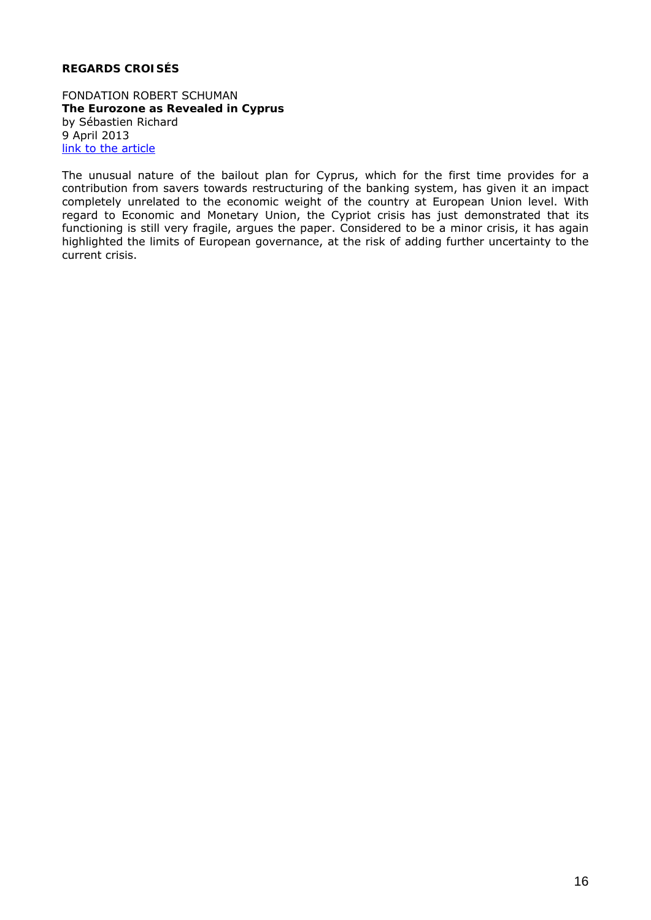**REGARDS CROISÉS**

FONDATION ROBERT SCHUMAN
**The Eurozone as Revealed in Cyprus**
by Sébastien Richard
9 April 2013
[link to the article]

The unusual nature of the bailout plan for Cyprus, which for the first time provides for a contribution from savers towards restructuring of the banking system, has given it an impact completely unrelated to the economic weight of the country at European Union level. With regard to Economic and Monetary Union, the Cypriot crisis has just demonstrated that its functioning is still very fragile, argues the paper. Considered to be a minor crisis, it has again highlighted the limits of European governance, at the risk of adding further uncertainty to the current crisis.